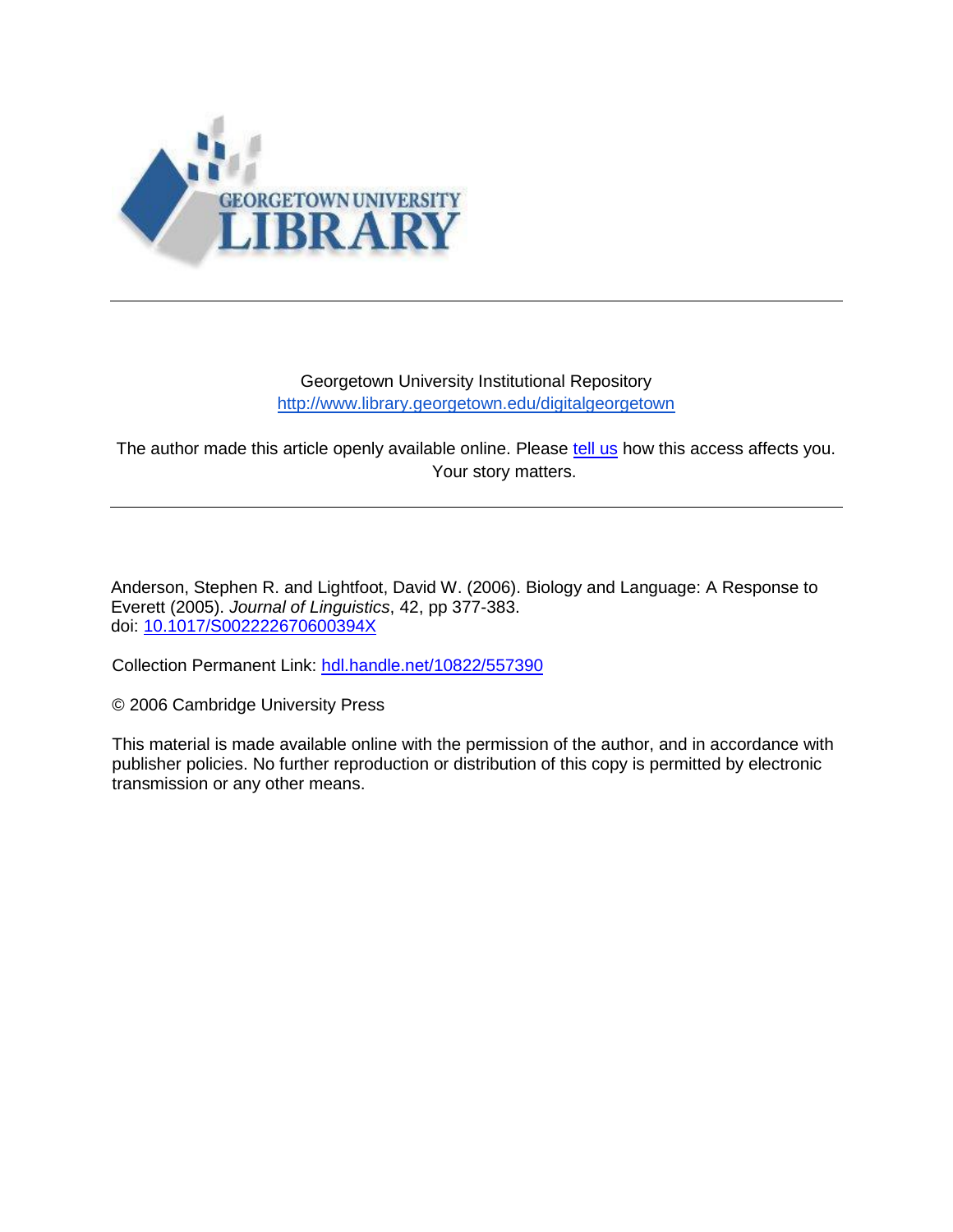Georgetown University Institutional Repository
http://www.library.georgetown.edu/digitalgeorgetown

The author made this article openly available online. Please tell us how this access affects you. Your story matters.

---

Anderson, Stephen R. and Lightfoot, David W. (2006). Biology and Language: A Response to Everett (2005). *Journal of Linguistics*, 42, pp 377-383.
doi: 10.1017/S002222670600394X

Collection Permanent Link: hdl.handle.net/10822/557390

© 2006 Cambridge University Press

This material is made available online with the permission of the author, and in accordance with publisher policies. No further reproduction or distribution of this copy is permitted by electronic transmission or any other means.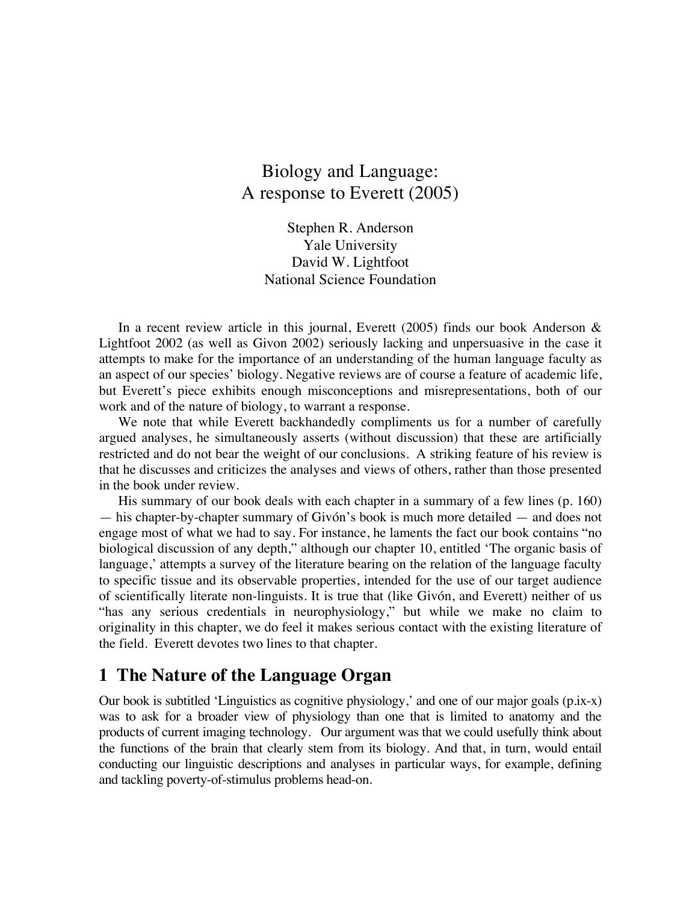# Biology and Language: A response to Everett (2005)

Stephen R. Anderson
Yale University
David W. Lightfoot
National Science Foundation

In a recent review article in this journal, Everett (2005) finds our book Anderson & Lightfoot 2002 (as well as Givon 2002) seriously lacking and unpersuasive in the case it attempts to make for the importance of an understanding of the human language faculty as an aspect of our species' biology. Negative reviews are of course a feature of academic life, but Everett's piece exhibits enough misconceptions and misrepresentations, both of our work and of the nature of biology, to warrant a response.

We note that while Everett backhandedly compliments us for a number of carefully argued analyses, he simultaneously asserts (without discussion) that these are artificially restricted and do not bear the weight of our conclusions. A striking feature of his review is that he discusses and criticizes the analyses and views of others, rather than those presented in the book under review.

His summary of our book deals with each chapter in a summary of a few lines (p. 160) — his chapter-by-chapter summary of Givón's book is much more detailed — and does not engage most of what we had to say. For instance, he laments the fact our book contains "no biological discussion of any depth," although our chapter 10, entitled 'The organic basis of language,' attempts a survey of the literature bearing on the relation of the language faculty to specific tissue and its observable properties, intended for the use of our target audience of scientifically literate non-linguists. It is true that (like Givón, and Everett) neither of us "has any serious credentials in neurophysiology," but while we make no claim to originality in this chapter, we do feel it makes serious contact with the existing literature of the field. Everett devotes two lines to that chapter.

## 1 The Nature of the Language Organ

Our book is subtitled 'Linguistics as cognitive physiology,' and one of our major goals (p.ix-x) was to ask for a broader view of physiology than one that is limited to anatomy and the products of current imaging technology. Our argument was that we could usefully think about the functions of the brain that clearly stem from its biology. And that, in turn, would entail conducting our linguistic descriptions and analyses in particular ways, for example, defining and tackling poverty-of-stimulus problems head-on.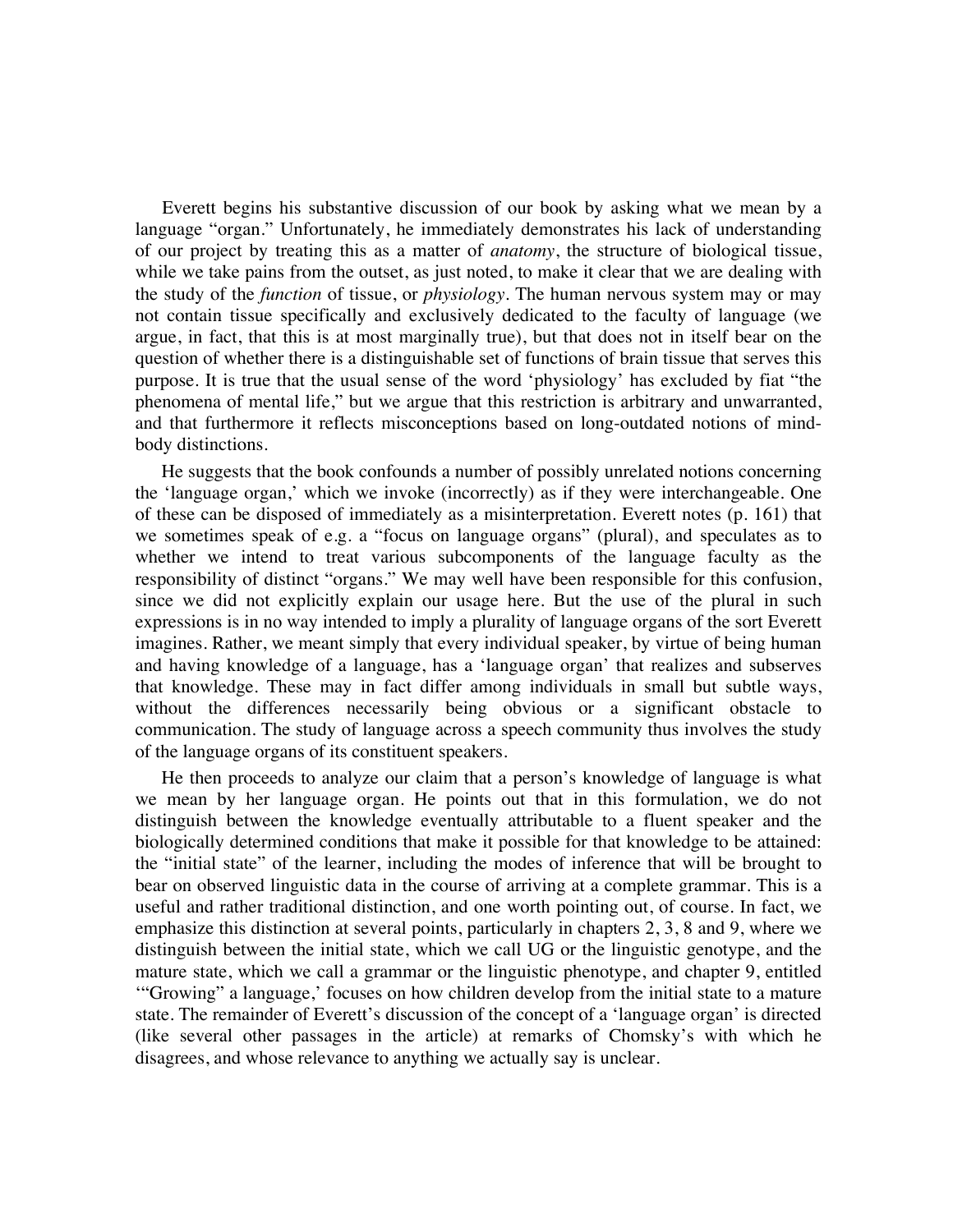Everett begins his substantive discussion of our book by asking what we mean by a language "organ." Unfortunately, he immediately demonstrates his lack of understanding of our project by treating this as a matter of *anatomy*, the structure of biological tissue, while we take pains from the outset, as just noted, to make it clear that we are dealing with the study of the *function* of tissue, or *physiology*. The human nervous system may or may not contain tissue specifically and exclusively dedicated to the faculty of language (we argue, in fact, that this is at most marginally true), but that does not in itself bear on the question of whether there is a distinguishable set of functions of brain tissue that serves this purpose. It is true that the usual sense of the word 'physiology' has excluded by fiat "the phenomena of mental life," but we argue that this restriction is arbitrary and unwarranted, and that furthermore it reflects misconceptions based on long-outdated notions of mind-body distinctions.

He suggests that the book confounds a number of possibly unrelated notions concerning the 'language organ,' which we invoke (incorrectly) as if they were interchangeable. One of these can be disposed of immediately as a misinterpretation. Everett notes (p. 161) that we sometimes speak of e.g. a "focus on language organs" (plural), and speculates as to whether we intend to treat various subcomponents of the language faculty as the responsibility of distinct "organs." We may well have been responsible for this confusion, since we did not explicitly explain our usage here. But the use of the plural in such expressions is in no way intended to imply a plurality of language organs of the sort Everett imagines. Rather, we meant simply that every individual speaker, by virtue of being human and having knowledge of a language, has a 'language organ' that realizes and subserves that knowledge. These may in fact differ among individuals in small but subtle ways, without the differences necessarily being obvious or a significant obstacle to communication. The study of language across a speech community thus involves the study of the language organs of its constituent speakers.

He then proceeds to analyze our claim that a person's knowledge of language is what we mean by her language organ. He points out that in this formulation, we do not distinguish between the knowledge eventually attributable to a fluent speaker and the biologically determined conditions that make it possible for that knowledge to be attained: the "initial state" of the learner, including the modes of inference that will be brought to bear on observed linguistic data in the course of arriving at a complete grammar. This is a useful and rather traditional distinction, and one worth pointing out, of course. In fact, we emphasize this distinction at several points, particularly in chapters 2, 3, 8 and 9, where we distinguish between the initial state, which we call UG or the linguistic genotype, and the mature state, which we call a grammar or the linguistic phenotype, and chapter 9, entitled '"Growing" a language,' focuses on how children develop from the initial state to a mature state. The remainder of Everett's discussion of the concept of a 'language organ' is directed (like several other passages in the article) at remarks of Chomsky's with which he disagrees, and whose relevance to anything we actually say is unclear.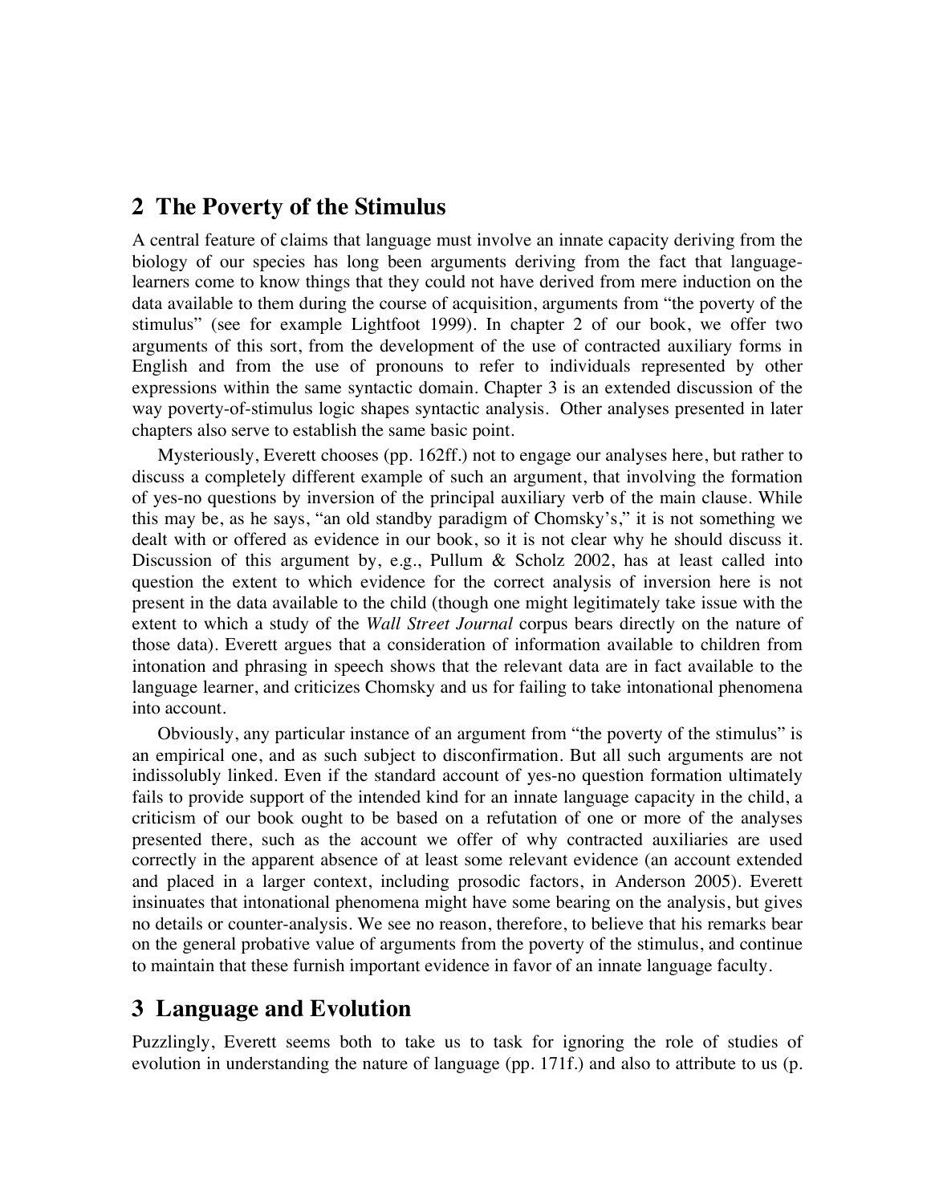## 2 The Poverty of the Stimulus

A central feature of claims that language must involve an innate capacity deriving from the biology of our species has long been arguments deriving from the fact that language-learners come to know things that they could not have derived from mere induction on the data available to them during the course of acquisition, arguments from "the poverty of the stimulus" (see for example Lightfoot 1999). In chapter 2 of our book, we offer two arguments of this sort, from the development of the use of contracted auxiliary forms in English and from the use of pronouns to refer to individuals represented by other expressions within the same syntactic domain. Chapter 3 is an extended discussion of the way poverty-of-stimulus logic shapes syntactic analysis. Other analyses presented in later chapters also serve to establish the same basic point.

Mysteriously, Everett chooses (pp. 162ff.) not to engage our analyses here, but rather to discuss a completely different example of such an argument, that involving the formation of yes-no questions by inversion of the principal auxiliary verb of the main clause. While this may be, as he says, "an old standby paradigm of Chomsky's," it is not something we dealt with or offered as evidence in our book, so it is not clear why he should discuss it. Discussion of this argument by, e.g., Pullum & Scholz 2002, has at least called into question the extent to which evidence for the correct analysis of inversion here is not present in the data available to the child (though one might legitimately take issue with the extent to which a study of the *Wall Street Journal* corpus bears directly on the nature of those data). Everett argues that a consideration of information available to children from intonation and phrasing in speech shows that the relevant data are in fact available to the language learner, and criticizes Chomsky and us for failing to take intonational phenomena into account.

Obviously, any particular instance of an argument from "the poverty of the stimulus" is an empirical one, and as such subject to disconfirmation. But all such arguments are not indissolubly linked. Even if the standard account of yes-no question formation ultimately fails to provide support of the intended kind for an innate language capacity in the child, a criticism of our book ought to be based on a refutation of one or more of the analyses presented there, such as the account we offer of why contracted auxiliaries are used correctly in the apparent absence of at least some relevant evidence (an account extended and placed in a larger context, including prosodic factors, in Anderson 2005). Everett insinuates that intonational phenomena might have some bearing on the analysis, but gives no details or counter-analysis. We see no reason, therefore, to believe that his remarks bear on the general probative value of arguments from the poverty of the stimulus, and continue to maintain that these furnish important evidence in favor of an innate language faculty.

## 3 Language and Evolution

Puzzlingly, Everett seems both to take us to task for ignoring the role of studies of evolution in understanding the nature of language (pp. 171f.) and also to attribute to us (p.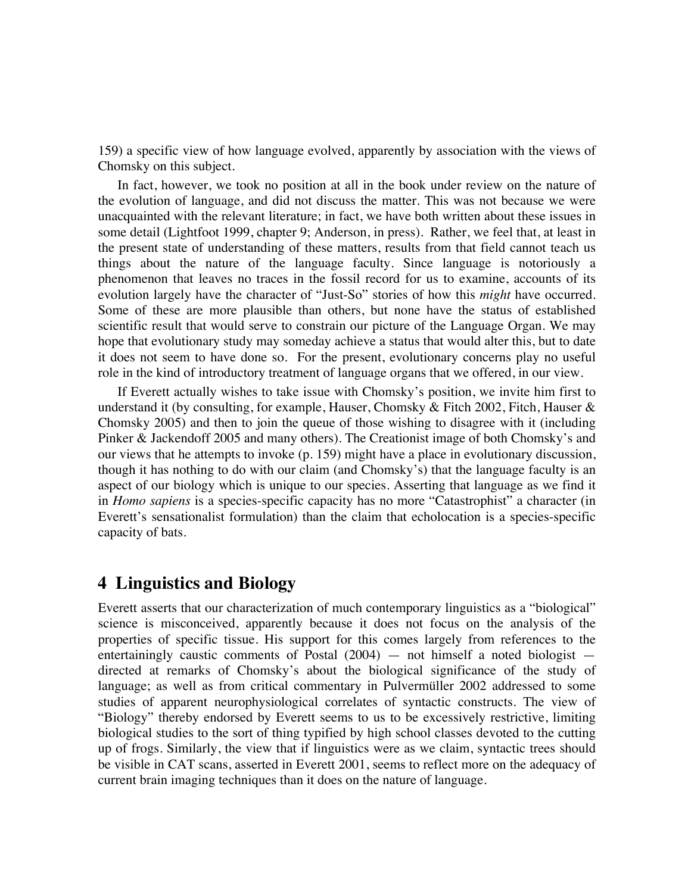159) a specific view of how language evolved, apparently by association with the views of Chomsky on this subject.

In fact, however, we took no position at all in the book under review on the nature of the evolution of language, and did not discuss the matter. This was not because we were unacquainted with the relevant literature; in fact, we have both written about these issues in some detail (Lightfoot 1999, chapter 9; Anderson, in press). Rather, we feel that, at least in the present state of understanding of these matters, results from that field cannot teach us things about the nature of the language faculty. Since language is notoriously a phenomenon that leaves no traces in the fossil record for us to examine, accounts of its evolution largely have the character of "Just-So" stories of how this *might* have occurred. Some of these are more plausible than others, but none have the status of established scientific result that would serve to constrain our picture of the Language Organ. We may hope that evolutionary study may someday achieve a status that would alter this, but to date it does not seem to have done so. For the present, evolutionary concerns play no useful role in the kind of introductory treatment of language organs that we offered, in our view.

If Everett actually wishes to take issue with Chomsky's position, we invite him first to understand it (by consulting, for example, Hauser, Chomsky & Fitch 2002, Fitch, Hauser & Chomsky 2005) and then to join the queue of those wishing to disagree with it (including Pinker & Jackendoff 2005 and many others). The Creationist image of both Chomsky's and our views that he attempts to invoke (p. 159) might have a place in evolutionary discussion, though it has nothing to do with our claim (and Chomsky's) that the language faculty is an aspect of our biology which is unique to our species. Asserting that language as we find it in *Homo sapiens* is a species-specific capacity has no more "Catastrophist" a character (in Everett's sensationalist formulation) than the claim that echolocation is a species-specific capacity of bats.

## 4 Linguistics and Biology

Everett asserts that our characterization of much contemporary linguistics as a "biological" science is misconceived, apparently because it does not focus on the analysis of the properties of specific tissue. His support for this comes largely from references to the entertainingly caustic comments of Postal (2004) — not himself a noted biologist — directed at remarks of Chomsky's about the biological significance of the study of language; as well as from critical commentary in Pulvermüller 2002 addressed to some studies of apparent neurophysiological correlates of syntactic constructs. The view of "Biology" thereby endorsed by Everett seems to us to be excessively restrictive, limiting biological studies to the sort of thing typified by high school classes devoted to the cutting up of frogs. Similarly, the view that if linguistics were as we claim, syntactic trees should be visible in CAT scans, asserted in Everett 2001, seems to reflect more on the adequacy of current brain imaging techniques than it does on the nature of language.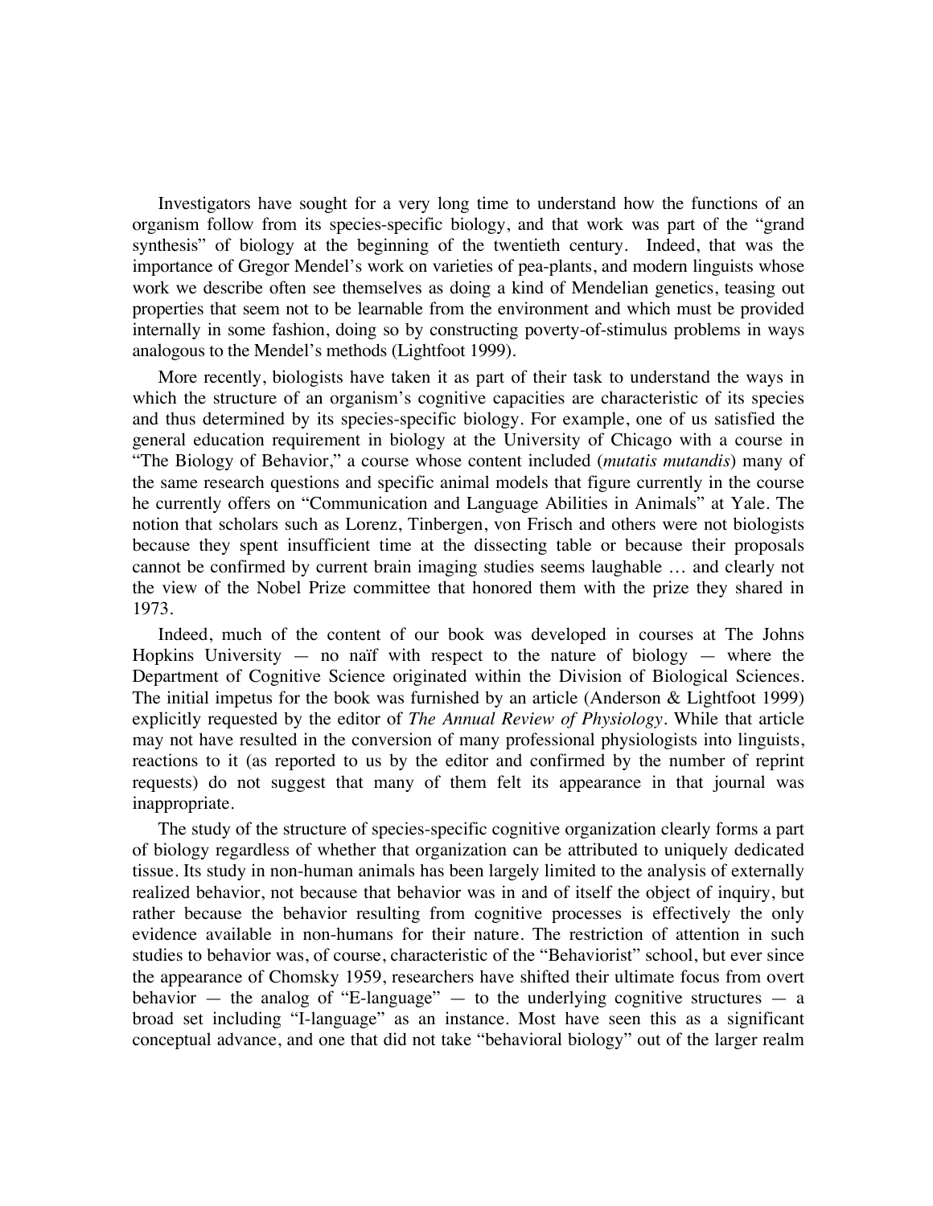Investigators have sought for a very long time to understand how the functions of an organism follow from its species-specific biology, and that work was part of the "grand synthesis" of biology at the beginning of the twentieth century. Indeed, that was the importance of Gregor Mendel's work on varieties of pea-plants, and modern linguists whose work we describe often see themselves as doing a kind of Mendelian genetics, teasing out properties that seem not to be learnable from the environment and which must be provided internally in some fashion, doing so by constructing poverty-of-stimulus problems in ways analogous to the Mendel's methods (Lightfoot 1999).

More recently, biologists have taken it as part of their task to understand the ways in which the structure of an organism's cognitive capacities are characteristic of its species and thus determined by its species-specific biology. For example, one of us satisfied the general education requirement in biology at the University of Chicago with a course in "The Biology of Behavior," a course whose content included (*mutatis mutandis*) many of the same research questions and specific animal models that figure currently in the course he currently offers on "Communication and Language Abilities in Animals" at Yale. The notion that scholars such as Lorenz, Tinbergen, von Frisch and others were not biologists because they spent insufficient time at the dissecting table or because their proposals cannot be confirmed by current brain imaging studies seems laughable … and clearly not the view of the Nobel Prize committee that honored them with the prize they shared in 1973.

Indeed, much of the content of our book was developed in courses at The Johns Hopkins University — no naïf with respect to the nature of biology — where the Department of Cognitive Science originated within the Division of Biological Sciences. The initial impetus for the book was furnished by an article (Anderson & Lightfoot 1999) explicitly requested by the editor of *The Annual Review of Physiology*. While that article may not have resulted in the conversion of many professional physiologists into linguists, reactions to it (as reported to us by the editor and confirmed by the number of reprint requests) do not suggest that many of them felt its appearance in that journal was inappropriate.

The study of the structure of species-specific cognitive organization clearly forms a part of biology regardless of whether that organization can be attributed to uniquely dedicated tissue. Its study in non-human animals has been largely limited to the analysis of externally realized behavior, not because that behavior was in and of itself the object of inquiry, but rather because the behavior resulting from cognitive processes is effectively the only evidence available in non-humans for their nature. The restriction of attention in such studies to behavior was, of course, characteristic of the "Behaviorist" school, but ever since the appearance of Chomsky 1959, researchers have shifted their ultimate focus from overt behavior — the analog of "E-language" — to the underlying cognitive structures — a broad set including "I-language" as an instance. Most have seen this as a significant conceptual advance, and one that did not take "behavioral biology" out of the larger realm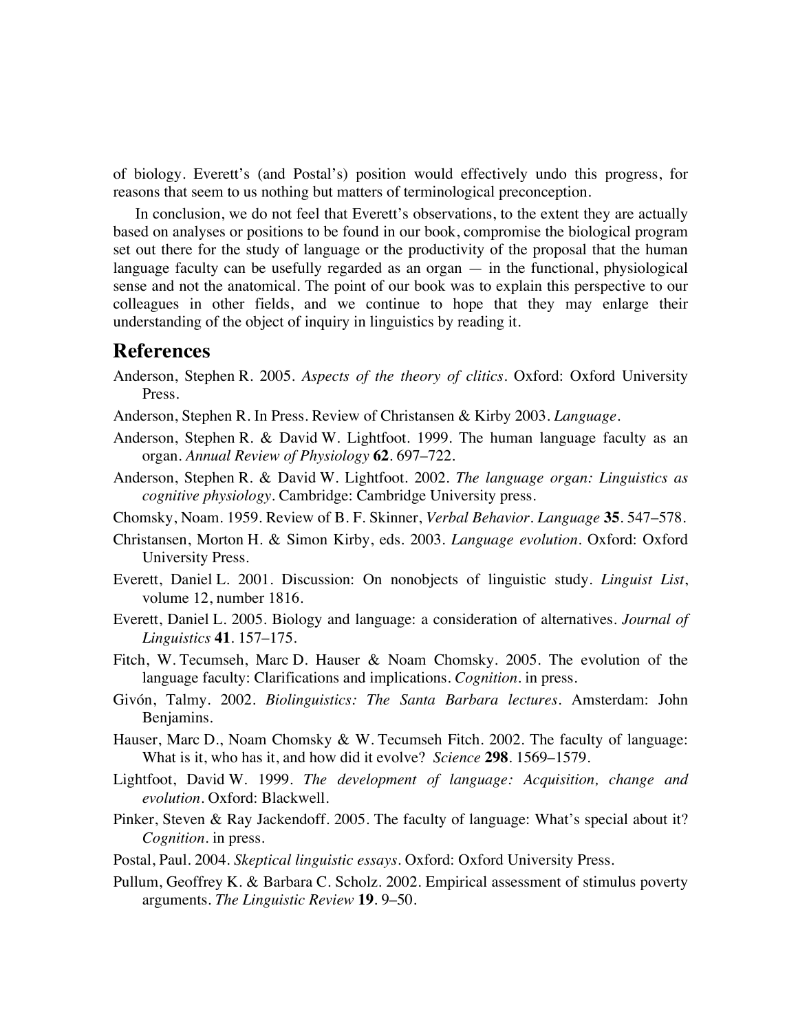of biology. Everett's (and Postal's) position would effectively undo this progress, for reasons that seem to us nothing but matters of terminological preconception.

In conclusion, we do not feel that Everett's observations, to the extent they are actually based on analyses or positions to be found in our book, compromise the biological program set out there for the study of language or the productivity of the proposal that the human language faculty can be usefully regarded as an organ — in the functional, physiological sense and not the anatomical. The point of our book was to explain this perspective to our colleagues in other fields, and we continue to hope that they may enlarge their understanding of the object of inquiry in linguistics by reading it.

## References

Anderson, Stephen R. 2005. *Aspects of the theory of clitics*. Oxford: Oxford University Press.

Anderson, Stephen R. In Press. Review of Christansen & Kirby 2003. *Language*.

Anderson, Stephen R. & David W. Lightfoot. 1999. The human language faculty as an organ. *Annual Review of Physiology* **62**. 697–722.

Anderson, Stephen R. & David W. Lightfoot. 2002. *The language organ: Linguistics as cognitive physiology*. Cambridge: Cambridge University press.

Chomsky, Noam. 1959. Review of B. F. Skinner, *Verbal Behavior*. *Language* **35**. 547–578.

Christansen, Morton H. & Simon Kirby, eds. 2003. *Language evolution*. Oxford: Oxford University Press.

Everett, Daniel L. 2001. Discussion: On nonobjects of linguistic study. *Linguist List*, volume 12, number 1816.

Everett, Daniel L. 2005. Biology and language: a consideration of alternatives. *Journal of Linguistics* **41**. 157–175.

Fitch, W. Tecumseh, Marc D. Hauser & Noam Chomsky. 2005. The evolution of the language faculty: Clarifications and implications. *Cognition*. in press.

Givón, Talmy. 2002. *Biolinguistics: The Santa Barbara lectures*. Amsterdam: John Benjamins.

Hauser, Marc D., Noam Chomsky & W. Tecumseh Fitch. 2002. The faculty of language: What is it, who has it, and how did it evolve? *Science* **298**. 1569–1579.

Lightfoot, David W. 1999. *The development of language: Acquisition, change and evolution*. Oxford: Blackwell.

Pinker, Steven & Ray Jackendoff. 2005. The faculty of language: What's special about it? *Cognition*. in press.

Postal, Paul. 2004. *Skeptical linguistic essays*. Oxford: Oxford University Press.

Pullum, Geoffrey K. & Barbara C. Scholz. 2002. Empirical assessment of stimulus poverty arguments. *The Linguistic Review* **19**. 9–50.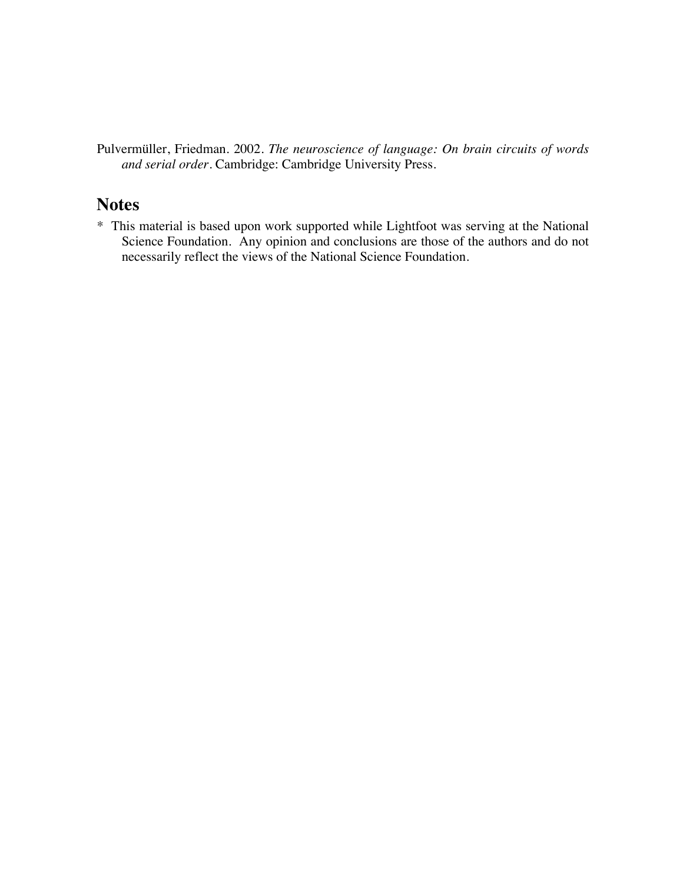Pulvermüller, Friedman. 2002. *The neuroscience of language: On brain circuits of words and serial order*. Cambridge: Cambridge University Press.

## Notes

* This material is based upon work supported while Lightfoot was serving at the National Science Foundation. Any opinion and conclusions are those of the authors and do not necessarily reflect the views of the National Science Foundation.